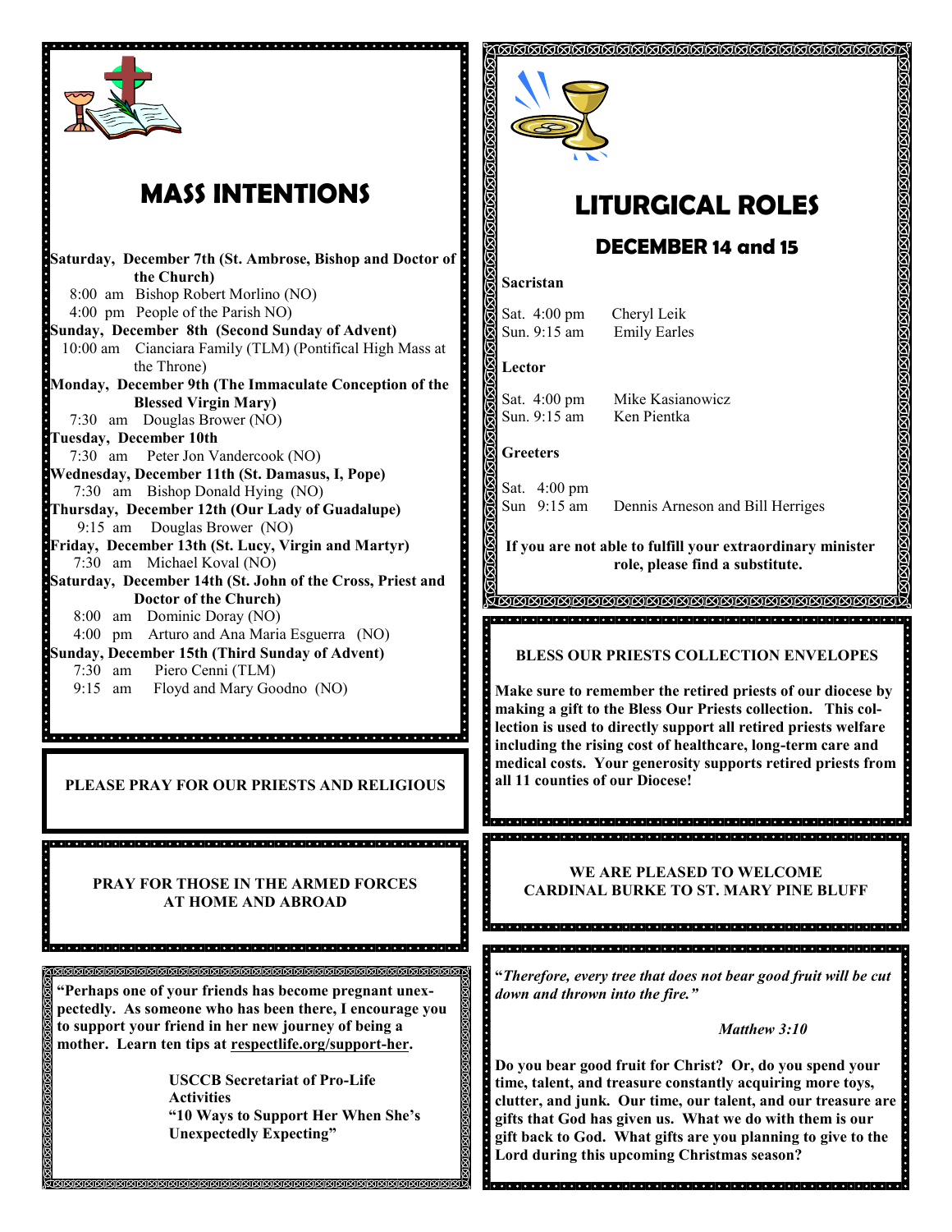# MASS INTENTIONS

**Saturday, December 7th (St. Ambrose, Bishop and Doctor of the Church)**
8:00 am Bishop Robert Morlino (NO)
4:00 pm People of the Parish NO)

**Sunday, December 8th (Second Sunday of Advent)**
10:00 am Cianciara Family (TLM) (Pontifical High Mass at the Throne)

**Monday, December 9th (The Immaculate Conception of the Blessed Virgin Mary)**
7:30 am Douglas Brower (NO)

**Tuesday, December 10th**
7:30 am Peter Jon Vandercook (NO)

**Wednesday, December 11th (St. Damasus, I, Pope)**
7:30 am Bishop Donald Hying (NO)

**Thursday, December 12th (Our Lady of Guadalupe)**
9:15 am Douglas Brower (NO)

**Friday, December 13th (St. Lucy, Virgin and Martyr)**
7:30 am Michael Koval (NO)

**Saturday, December 14th (St. John of the Cross, Priest and Doctor of the Church)**
8:00 am Dominic Doray (NO)
4:00 pm Arturo and Ana Maria Esguerra (NO)

**Sunday, December 15th (Third Sunday of Advent)**
7:30 am Piero Cenni (TLM)
9:15 am Floyd and Mary Goodno (NO)

**PLEASE PRAY FOR OUR PRIESTS AND RELIGIOUS**

**PRAY FOR THOSE IN THE ARMED FORCES AT HOME AND ABROAD**

**"Perhaps one of your friends has become pregnant unexpectedly. As someone who has been there, I encourage you to support your friend in her new journey of being a mother. Learn ten tips at respectlife.org/support-her.**

**USCCB Secretariat of Pro-Life Activities**
**"10 Ways to Support Her When She's Unexpectedly Expecting"**

# LITURGICAL ROLES

## DECEMBER 14 and 15

**Sacristan**

Sat. 4:00 pm Cheryl Leik
Sun. 9:15 am Emily Earles

**Lector**

Sat. 4:00 pm Mike Kasianowicz
Sun. 9:15 am Ken Pientka

**Greeters**

Sat. 4:00 pm
Sun 9:15 am Dennis Arneson and Bill Herriges

**If you are not able to fulfill your extraordinary minister role, please find a substitute.**

**BLESS OUR PRIESTS COLLECTION ENVELOPES**

**Make sure to remember the retired priests of our diocese by making a gift to the Bless Our Priests collection. This collection is used to directly support all retired priests welfare including the rising cost of healthcare, long-term care and medical costs. Your generosity supports retired priests from all 11 counties of our Diocese!**

**WE ARE PLEASED TO WELCOME CARDINAL BURKE TO ST. MARY PINE BLUFF**

**"*Therefore, every tree that does not bear good fruit will be cut down and thrown into the fire."***

***Matthew 3:10***

**Do you bear good fruit for Christ? Or, do you spend your time, talent, and treasure constantly acquiring more toys, clutter, and junk. Our time, our talent, and our treasure are gifts that God has given us. What we do with them is our gift back to God. What gifts are you planning to give to the Lord during this upcoming Christmas season?**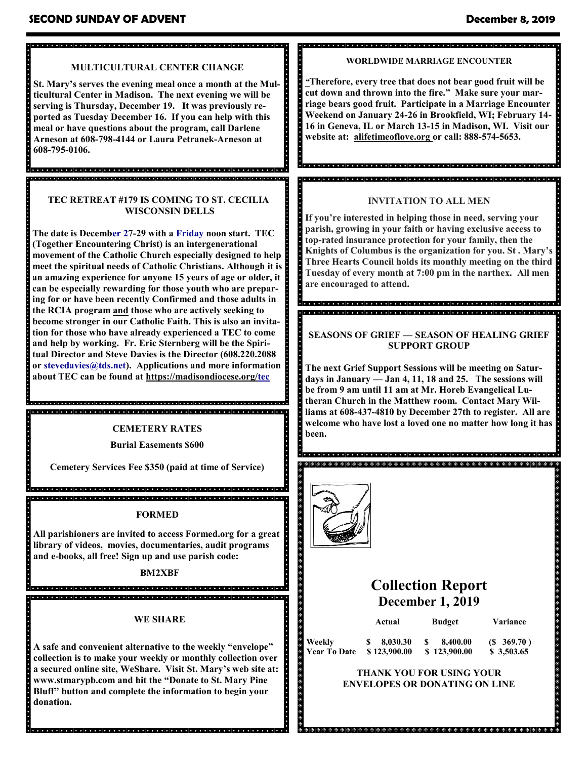## MULTICULTURAL CENTER CHANGE

**St. Mary's serves the evening meal once a month at the Multicultural Center in Madison. The next evening we will be serving is Thursday, December 19. It was previously reported as Tuesday December 16. If you can help with this meal or have questions about the program, call Darlene Arneson at 608-798-4144 or Laura Petranek-Arneson at 608-795-0106.**

## TEC RETREAT #179 IS COMING TO ST. CECILIA WISCONSIN DELLS

**The date is December 27-29 with a Friday noon start. TEC (Together Encountering Christ) is an intergenerational movement of the Catholic Church especially designed to help meet the spiritual needs of Catholic Christians. Although it is an amazing experience for anyone 15 years of age or older, it can be especially rewarding for those youth who are preparing for or have been recently Confirmed and those adults in the RCIA program and those who are actively seeking to become stronger in our Catholic Faith. This is also an invitation for those who have already experienced a TEC to come and help by working. Fr. Eric Sternberg will be the Spiritual Director and Steve Davies is the Director (608.220.2088 or stevedavies@tds.net). Applications and more information about TEC can be found at https://madisondiocese.org/tec**

## CEMETERY RATES

**Burial Easements $600**

**Cemetery Services Fee $350 (paid at time of Service)**

## FORMED

**All parishioners are invited to access Formed.org for a great library of videos, movies, documentaries, audit programs and e-books, all free! Sign up and use parish code:**

**BM2XBF**

## WE SHARE

**A safe and convenient alternative to the weekly "envelope" collection is to make your weekly or monthly collection over a secured online site, WeShare. Visit St. Mary's web site at: www.stmarypb.com and hit the "Donate to St. Mary Pine Bluff" button and complete the information to begin your donation.**

## WORLDWIDE MARRIAGE ENCOUNTER

**"Therefore, every tree that does not bear good fruit will be cut down and thrown into the fire." Make sure your marriage bears good fruit. Participate in a Marriage Encounter Weekend on January 24-26 in Brookfield, WI; February 14-16 in Geneva, IL or March 13-15 in Madison, WI. Visit our website at: alifetimeoflove.org or call: 888-574-5653.**

## INVITATION TO ALL MEN

**If you're interested in helping those in need, serving your parish, growing in your faith or having exclusive access to top-rated insurance protection for your family, then the Knights of Columbus is the organization for you. St . Mary's Three Hearts Council holds its monthly meeting on the third Tuesday of every month at 7:00 pm in the narthex. All men are encouraged to attend.**

## SEASONS OF GRIEF — SEASON OF HEALING GRIEF SUPPORT GROUP

**The next Grief Support Sessions will be meeting on Saturdays in January — Jan 4, 11, 18 and 25. The sessions will be from 9 am until 11 am at Mr. Horeb Evangelical Lutheran Church in the Matthew room. Contact Mary Williams at 608-437-4810 by December 27th to register. All are welcome who have lost a loved one no matter how long it has been.**

## Collection Report
### December 1, 2019

| | Actual | Budget | Variance |
|---|---|---|---|
| Weekly | $ 8,030.30 | $ 8,400.00 | ($ 369.70 ) |
| Year To Date | $ 123,900.00 | $ 123,900.00 | $ 3,503.65 |

**THANK YOU FOR USING YOUR ENVELOPES OR DONATING ON LINE**